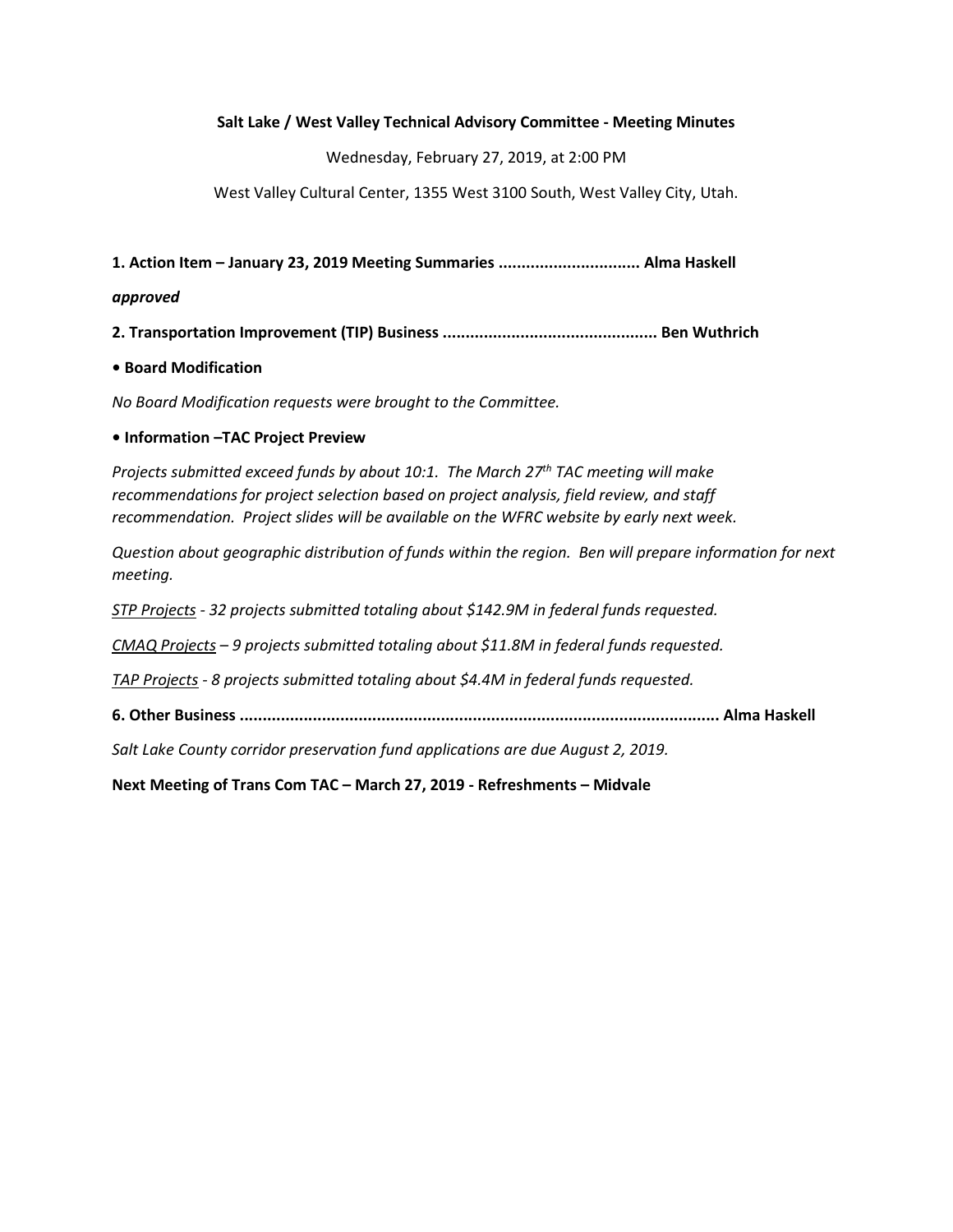**Salt Lake / West Valley Technical Advisory Committee - Meeting Minutes**

Wednesday, February 27, 2019, at 2:00 PM

West Valley Cultural Center, 1355 West 3100 South, West Valley City, Utah.

**1. Action Item – January 23, 2019 Meeting Summaries .............................. Alma Haskell**

***approved***

**2. Transportation Improvement (TIP) Business .............................................. Ben Wuthrich**

**• Board Modification**

*No Board Modification requests were brought to the Committee.*

**• Information –TAC Project Preview**

*Projects submitted exceed funds by about 10:1. The March 27th TAC meeting will make recommendations for project selection based on project analysis, field review, and staff recommendation. Project slides will be available on the WFRC website by early next week.*

*Question about geographic distribution of funds within the region. Ben will prepare information for next meeting.*

*STP Projects - 32 projects submitted totaling about $142.9M in federal funds requested.*

*CMAQ Projects – 9 projects submitted totaling about $11.8M in federal funds requested.*

*TAP Projects - 8 projects submitted totaling about $4.4M in federal funds requested.*

**6. Other Business ....................................................................................................... Alma Haskell**

*Salt Lake County corridor preservation fund applications are due August 2, 2019.*

**Next Meeting of Trans Com TAC – March 27, 2019 - Refreshments – Midvale**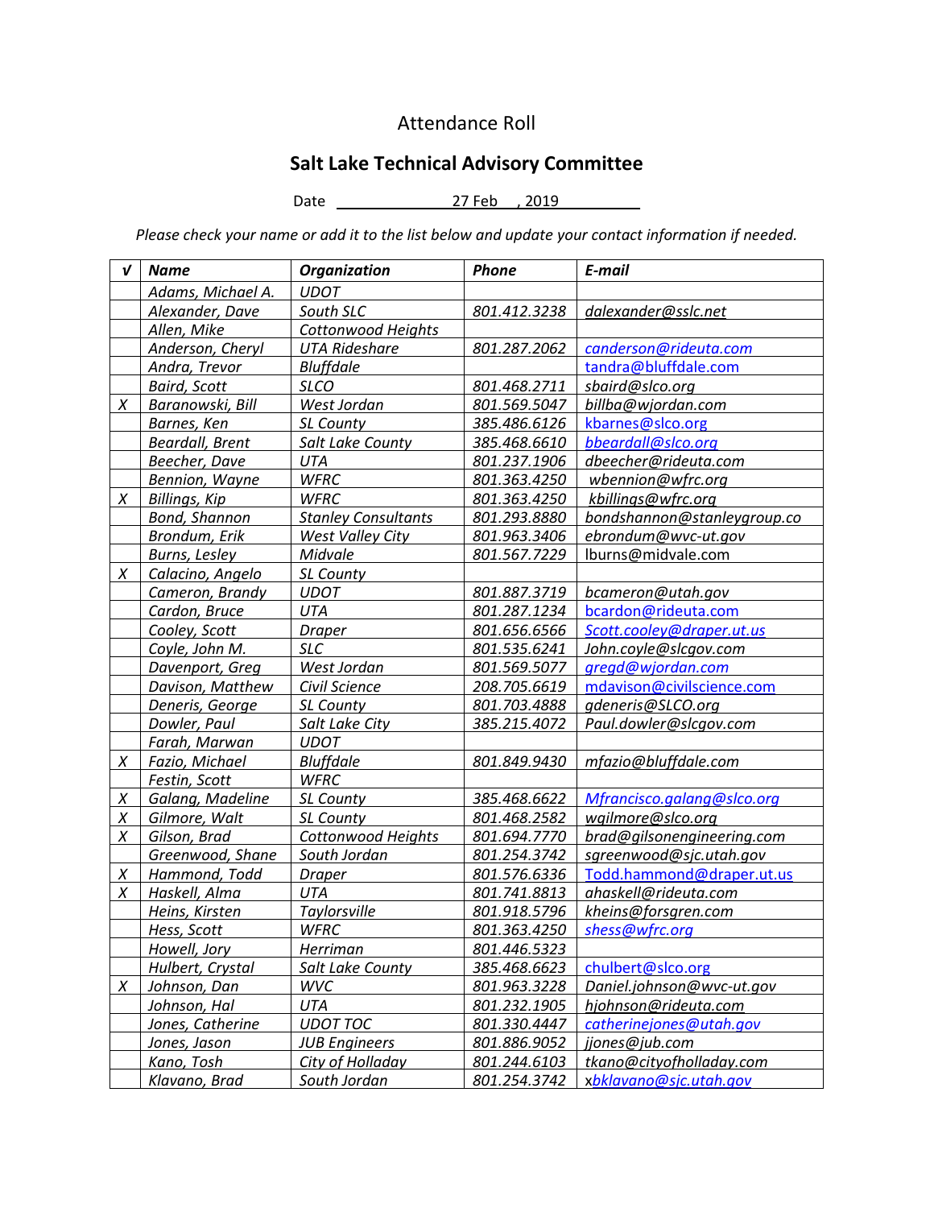Attendance Roll

## Salt Lake Technical Advisory Committee

Date 27 Feb , 2019

*Please check your name or add it to the list below and update your contact information if needed.*

| √ | Name | Organization | Phone | E-mail |
|---|---|---|---|---|
| | Adams, Michael A. | UDOT | | |
| | Alexander, Dave | South SLC | 801.412.3238 | dalexander@sslc.net |
| | Allen, Mike | Cottonwood Heights | | |
| | Anderson, Cheryl | UTA Rideshare | 801.287.2062 | canderson@rideuta.com |
| | Andra, Trevor | Bluffdale | | tandra@bluffdale.com |
| | Baird, Scott | SLCO | 801.468.2711 | sbaird@slco.org |
| X | Baranowski, Bill | West Jordan | 801.569.5047 | billba@wjordan.com |
| | Barnes, Ken | SL County | 385.486.6126 | kbarnes@slco.org |
| | Beardall, Brent | Salt Lake County | 385.468.6610 | bbeardall@slco.org |
| | Beecher, Dave | UTA | 801.237.1906 | dbeecher@rideuta.com |
| | Bennion, Wayne | WFRC | 801.363.4250 | wbennion@wfrc.org |
| X | Billings, Kip | WFRC | 801.363.4250 | kbillings@wfrc.org |
| | Bond, Shannon | Stanley Consultants | 801.293.8880 | bondshannon@stanleygroup.co |
| | Brondum, Erik | West Valley City | 801.963.3406 | ebrondum@wvc-ut.gov |
| | Burns, Lesley | Midvale | 801.567.7229 | lburns@midvale.com |
| X | Calacino, Angelo | SL County | | |
| | Cameron, Brandy | UDOT | 801.887.3719 | bcameron@utah.gov |
| | Cardon, Bruce | UTA | 801.287.1234 | bcardon@rideuta.com |
| | Cooley, Scott | Draper | 801.656.6566 | Scott.cooley@draper.ut.us |
| | Coyle, John M. | SLC | 801.535.6241 | John.coyle@slcgov.com |
| | Davenport, Greg | West Jordan | 801.569.5077 | gregd@wjordan.com |
| | Davison, Matthew | Civil Science | 208.705.6619 | mdavison@civilscience.com |
| | Deneris, George | SL County | 801.703.4888 | gdeneris@SLCO.org |
| | Dowler, Paul | Salt Lake City | 385.215.4072 | Paul.dowler@slcgov.com |
| | Farah, Marwan | UDOT | | |
| X | Fazio, Michael | Bluffdale | 801.849.9430 | mfazio@bluffdale.com |
| | Festin, Scott | WFRC | | |
| X | Galang, Madeline | SL County | 385.468.6622 | Mfrancisco.galang@slco.org |
| X | Gilmore, Walt | SL County | 801.468.2582 | wgilmore@slco.org |
| X | Gilson, Brad | Cottonwood Heights | 801.694.7770 | brad@gilsonengineering.com |
| | Greenwood, Shane | South Jordan | 801.254.3742 | sgreenwood@sjc.utah.gov |
| X | Hammond, Todd | Draper | 801.576.6336 | Todd.hammond@draper.ut.us |
| X | Haskell, Alma | UTA | 801.741.8813 | ahaskell@rideuta.com |
| | Heins, Kirsten | Taylorsville | 801.918.5796 | kheins@forsgren.com |
| | Hess, Scott | WFRC | 801.363.4250 | shess@wfrc.org |
| | Howell, Jory | Herriman | 801.446.5323 | |
| | Hulbert, Crystal | Salt Lake County | 385.468.6623 | chulbert@slco.org |
| X | Johnson, Dan | WVC | 801.963.3228 | Daniel.johnson@wvc-ut.gov |
| | Johnson, Hal | UTA | 801.232.1905 | hjohnson@rideuta.com |
| | Jones, Catherine | UDOT TOC | 801.330.4447 | catherinejones@utah.gov |
| | Jones, Jason | JUB Engineers | 801.886.9052 | jjones@jub.com |
| | Kano, Tosh | City of Holladay | 801.244.6103 | tkano@cityofholladay.com |
| | Klavano, Brad | South Jordan | 801.254.3742 | xbklavano@sjc.utah.gov |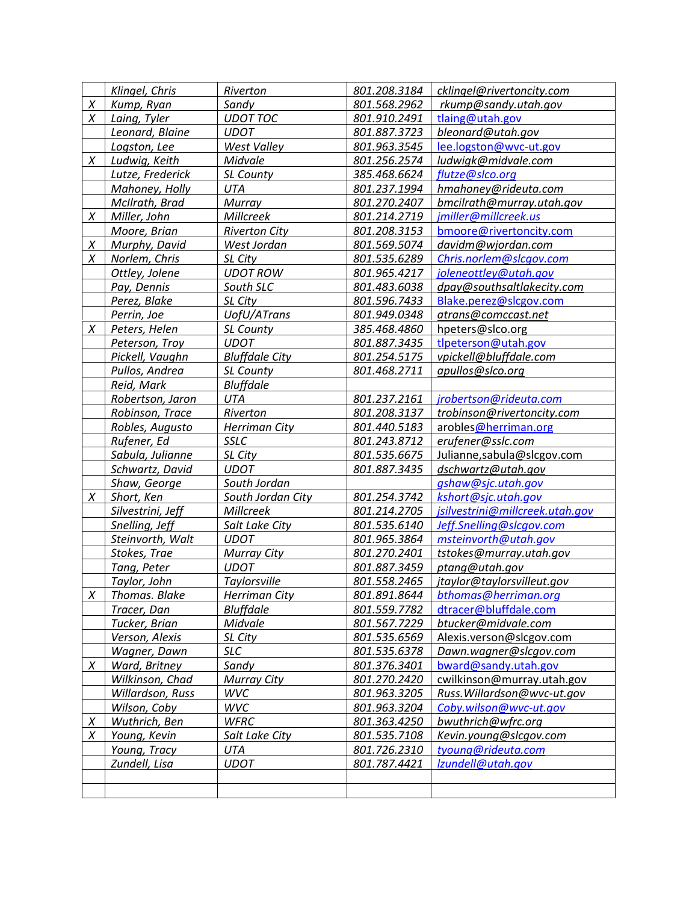| | | | | |
|---|---|---|---|---|
| | Klingel, Chris | Riverton | 801.208.3184 | cklingel@rivertoncity.com |
| X | Kump, Ryan | Sandy | 801.568.2962 | rkump@sandy.utah.gov |
| X | Laing, Tyler | UDOT TOC | 801.910.2491 | tlaing@utah.gov |
| | Leonard, Blaine | UDOT | 801.887.3723 | bleonard@utah.gov |
| | Logston, Lee | West Valley | 801.963.3545 | lee.logston@wvc-ut.gov |
| X | Ludwig, Keith | Midvale | 801.256.2574 | ludwigk@midvale.com |
| | Lutze, Frederick | SL County | 385.468.6624 | flutze@slco.org |
| | Mahoney, Holly | UTA | 801.237.1994 | hmahoney@rideuta.com |
| | McIlrath, Brad | Murray | 801.270.2407 | bmcilrath@murray.utah.gov |
| X | Miller, John | Millcreek | 801.214.2719 | jmiller@millcreek.us |
| | Moore, Brian | Riverton City | 801.208.3153 | bmoore@rivertoncity.com |
| X | Murphy, David | West Jordan | 801.569.5074 | davidm@wjordan.com |
| X | Norlem, Chris | SL City | 801.535.6289 | Chris.norlem@slcgov.com |
| | Ottley, Jolene | UDOT ROW | 801.965.4217 | joleneottley@utah.gov |
| | Pay, Dennis | South SLC | 801.483.6038 | dpay@southsaltlakecity.com |
| | Perez, Blake | SL City | 801.596.7433 | Blake.perez@slcgov.com |
| | Perrin, Joe | UofU/ATrans | 801.949.0348 | atrans@comccast.net |
| X | Peters, Helen | SL County | 385.468.4860 | hpeters@slco.org |
| | Peterson, Troy | UDOT | 801.887.3435 | tlpeterson@utah.gov |
| | Pickell, Vaughn | Bluffdale City | 801.254.5175 | vpickell@bluffdale.com |
| | Pullos, Andrea | SL County | 801.468.2711 | apullos@slco.org |
| | Reid, Mark | Bluffdale | | |
| | Robertson, Jaron | UTA | 801.237.2161 | jrobertson@rideuta.com |
| | Robinson, Trace | Riverton | 801.208.3137 | trobinson@rivertoncity.com |
| | Robles, Augusto | Herriman City | 801.440.5183 | arobles@herriman.org |
| | Rufener, Ed | SSLC | 801.243.8712 | erufener@sslc.com |
| | Sabula, Julianne | SL City | 801.535.6675 | Julianne,sabula@slcgov.com |
| | Schwartz, David | UDOT | 801.887.3435 | dschwartz@utah.gov |
| | Shaw, George | South Jordan | | gshaw@sjc.utah.gov |
| X | Short, Ken | South Jordan City | 801.254.3742 | kshort@sjc.utah.gov |
| | Silvestrini, Jeff | Millcreek | 801.214.2705 | jsilvestrini@millcreek.utah.gov |
| | Snelling, Jeff | Salt Lake City | 801.535.6140 | Jeff.Snelling@slcgov.com |
| | Steinvorth, Walt | UDOT | 801.965.3864 | msteinvorth@utah.gov |
| | Stokes, Trae | Murray City | 801.270.2401 | tstokes@murray.utah.gov |
| | Tang, Peter | UDOT | 801.887.3459 | ptang@utah.gov |
| | Taylor, John | Taylorsville | 801.558.2465 | jtaylor@taylorsvilleut.gov |
| X | Thomas. Blake | Herriman City | 801.891.8644 | bthomas@herriman.org |
| | Tracer, Dan | Bluffdale | 801.559.7782 | dtracer@bluffdale.com |
| | Tucker, Brian | Midvale | 801.567.7229 | btucker@midvale.com |
| | Verson, Alexis | SL City | 801.535.6569 | Alexis.verson@slcgov.com |
| | Wagner, Dawn | SLC | 801.535.6378 | Dawn.wagner@slcgov.com |
| X | Ward, Britney | Sandy | 801.376.3401 | bward@sandy.utah.gov |
| | Wilkinson, Chad | Murray City | 801.270.2420 | cwilkinson@murray.utah.gov |
| | Willardson, Russ | WVC | 801.963.3205 | Russ.Willardson@wvc-ut.gov |
| | Wilson, Coby | WVC | 801.963.3204 | Coby.wilson@wvc-ut.gov |
| X | Wuthrich, Ben | WFRC | 801.363.4250 | bwuthrich@wfrc.org |
| X | Young, Kevin | Salt Lake City | 801.535.7108 | Kevin.young@slcgov.com |
| | Young, Tracy | UTA | 801.726.2310 | tyoung@rideuta.com |
| | Zundell, Lisa | UDOT | 801.787.4421 | lzundell@utah.gov |
| | | | | |
| | | | | |